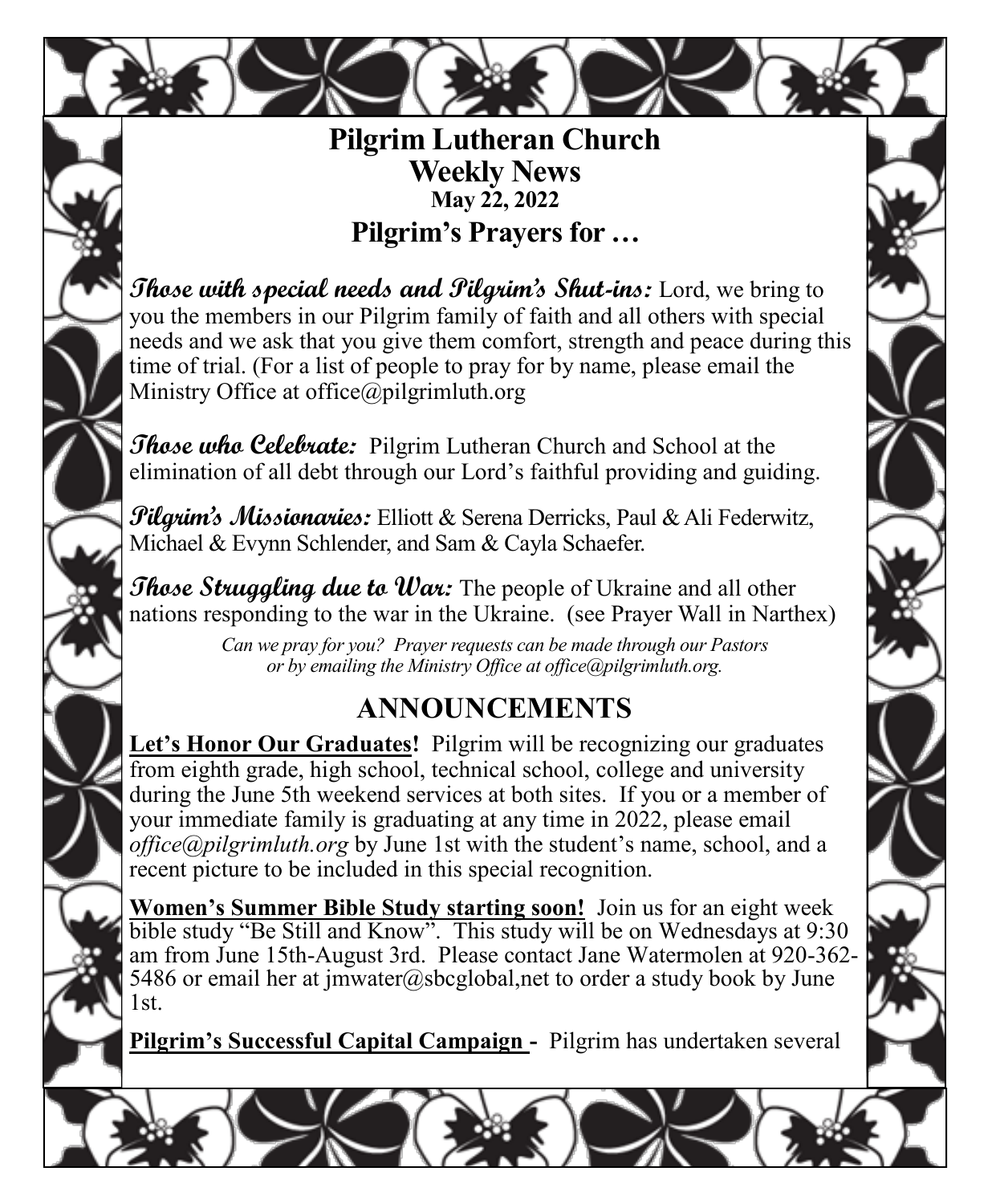# Pilgrim Lutheran Church

## Weekly News

### May 22, 2022

## Pilgrim's Prayers for …

***Those with special needs and Pilgrim's Shut-ins:*** Lord, we bring to you the members in our Pilgrim family of faith and all others with special needs and we ask that you give them comfort, strength and peace during this time of trial. (For a list of people to pray for by name, please email the Ministry Office at office@pilgrimluth.org

***Those who Celebrate:*** Pilgrim Lutheran Church and School at the elimination of all debt through our Lord's faithful providing and guiding.

***Pilgrim's Missionaries:*** Elliott & Serena Derricks, Paul & Ali Federwitz, Michael & Evynn Schlender, and Sam & Cayla Schaefer.

***Those Struggling due to War:*** The people of Ukraine and all other nations responding to the war in the Ukraine. (see Prayer Wall in Narthex)

*Can we pray for you? Prayer requests can be made through our Pastors or by emailing the Ministry Office at office@pilgrimluth.org.*

## ANNOUNCEMENTS

**Let's Honor Our Graduates!** Pilgrim will be recognizing our graduates from eighth grade, high school, technical school, college and university during the June 5th weekend services at both sites. If you or a member of your immediate family is graduating at any time in 2022, please email *office@pilgrimluth.org* by June 1st with the student's name, school, and a recent picture to be included in this special recognition.

**Women's Summer Bible Study starting soon!** Join us for an eight week bible study "Be Still and Know". This study will be on Wednesdays at 9:30 am from June 15th-August 3rd. Please contact Jane Watermolen at 920-362-5486 or email her at jmwater@sbcglobal,net to order a study book by June 1st.

**Pilgrim's Successful Capital Campaign -** Pilgrim has undertaken several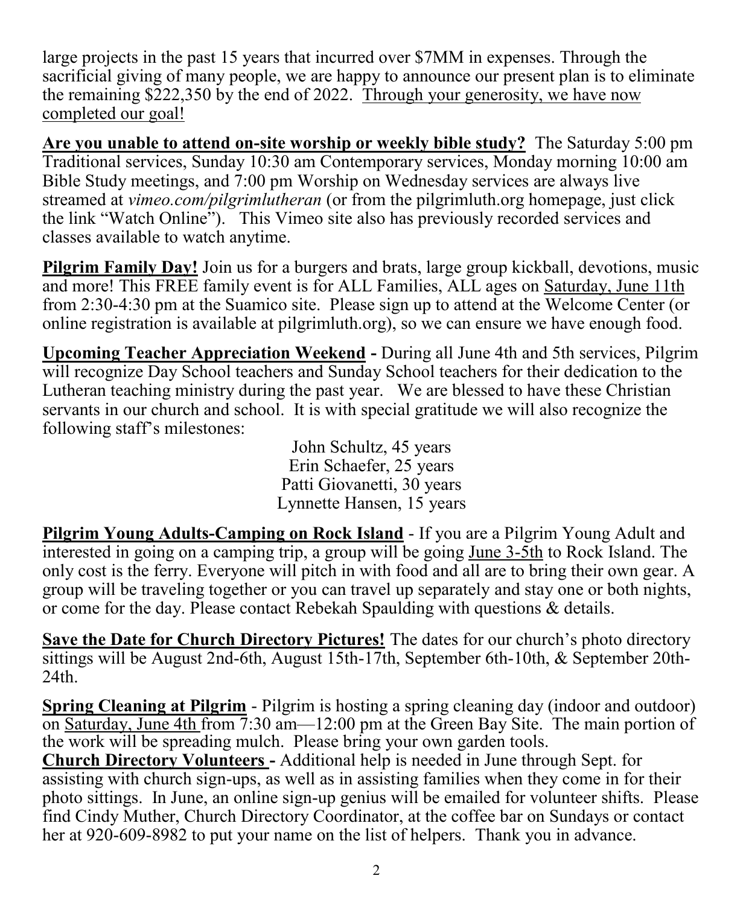large projects in the past 15 years that incurred over $7MM in expenses. Through the sacrificial giving of many people, we are happy to announce our present plan is to eliminate the remaining $222,350 by the end of 2022. Through your generosity, we have now completed our goal!

**Are you unable to attend on-site worship or weekly bible study?** The Saturday 5:00 pm Traditional services, Sunday 10:30 am Contemporary services, Monday morning 10:00 am Bible Study meetings, and 7:00 pm Worship on Wednesday services are always live streamed at *vimeo.com/pilgrimlutheran* (or from the pilgrimluth.org homepage, just click the link "Watch Online"). This Vimeo site also has previously recorded services and classes available to watch anytime.

**Pilgrim Family Day!** Join us for a burgers and brats, large group kickball, devotions, music and more! This FREE family event is for ALL Families, ALL ages on Saturday, June 11th from 2:30-4:30 pm at the Suamico site. Please sign up to attend at the Welcome Center (or online registration is available at pilgrimluth.org), so we can ensure we have enough food.

**Upcoming Teacher Appreciation Weekend -** During all June 4th and 5th services, Pilgrim will recognize Day School teachers and Sunday School teachers for their dedication to the Lutheran teaching ministry during the past year. We are blessed to have these Christian servants in our church and school. It is with special gratitude we will also recognize the following staff's milestones:

John Schultz, 45 years
Erin Schaefer, 25 years
Patti Giovanetti, 30 years
Lynnette Hansen, 15 years

**Pilgrim Young Adults-Camping on Rock Island** - If you are a Pilgrim Young Adult and interested in going on a camping trip, a group will be going June 3-5th to Rock Island. The only cost is the ferry. Everyone will pitch in with food and all are to bring their own gear. A group will be traveling together or you can travel up separately and stay one or both nights, or come for the day. Please contact Rebekah Spaulding with questions & details.

**Save the Date for Church Directory Pictures!** The dates for our church's photo directory sittings will be August 2nd-6th, August 15th-17th, September 6th-10th, & September 20th-24th.

**Spring Cleaning at Pilgrim** - Pilgrim is hosting a spring cleaning day (indoor and outdoor) on Saturday, June 4th from 7:30 am—12:00 pm at the Green Bay Site. The main portion of the work will be spreading mulch. Please bring your own garden tools.

**Church Directory Volunteers -** Additional help is needed in June through Sept. for assisting with church sign-ups, as well as in assisting families when they come in for their photo sittings. In June, an online sign-up genius will be emailed for volunteer shifts. Please find Cindy Muther, Church Directory Coordinator, at the coffee bar on Sundays or contact her at 920-609-8982 to put your name on the list of helpers. Thank you in advance.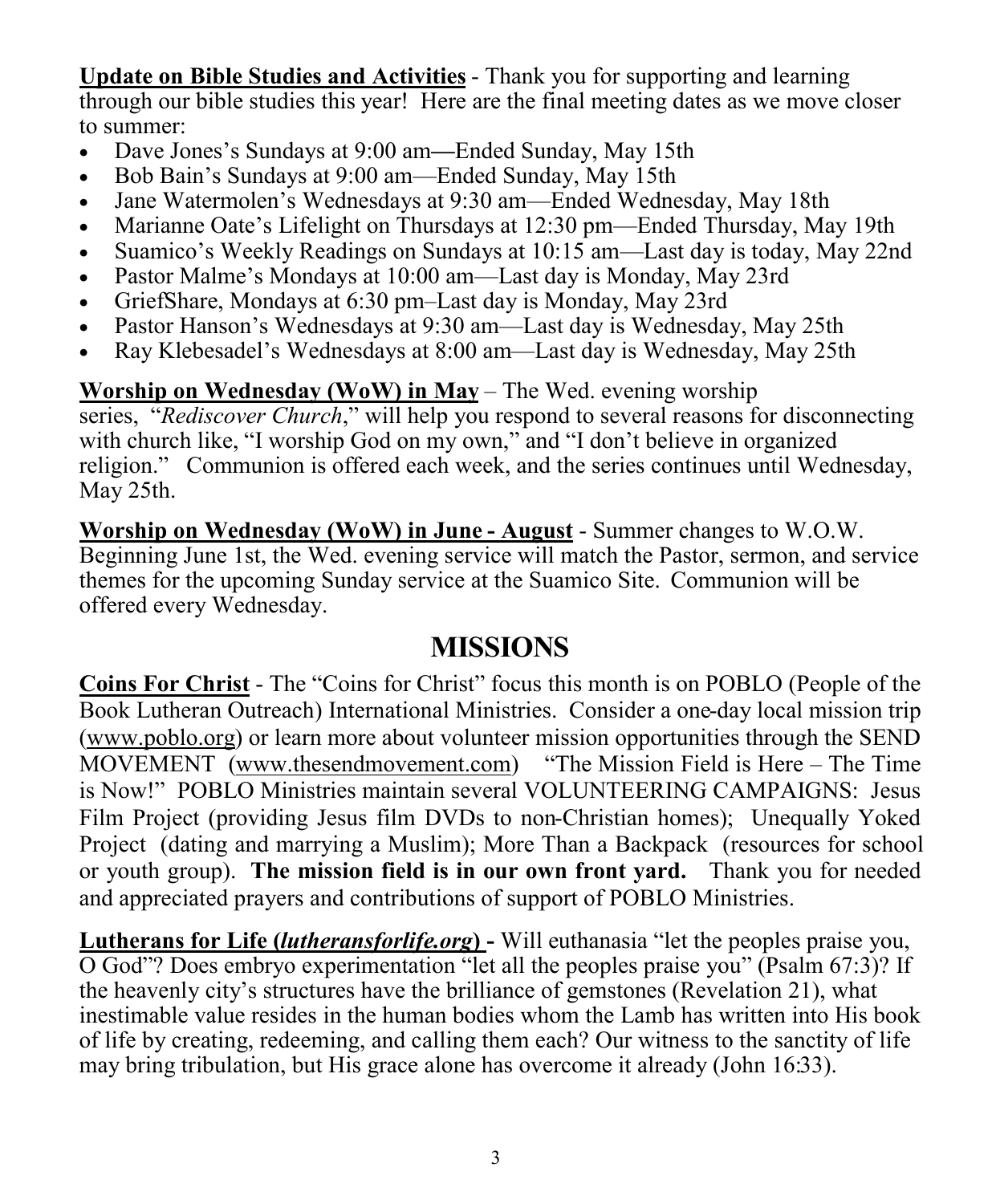**Update on Bible Studies and Activities** - Thank you for supporting and learning through our bible studies this year! Here are the final meeting dates as we move closer to summer:

- Dave Jones's Sundays at 9:00 am—Ended Sunday, May 15th
- Bob Bain's Sundays at 9:00 am—Ended Sunday, May 15th
- Jane Watermolen's Wednesdays at 9:30 am—Ended Wednesday, May 18th
- Marianne Oate's Lifelight on Thursdays at 12:30 pm—Ended Thursday, May 19th
- Suamico's Weekly Readings on Sundays at 10:15 am—Last day is today, May 22nd
- Pastor Malme's Mondays at 10:00 am—Last day is Monday, May 23rd
- GriefShare, Mondays at 6:30 pm–Last day is Monday, May 23rd
- Pastor Hanson's Wednesdays at 9:30 am—Last day is Wednesday, May 25th
- Ray Klebesadel's Wednesdays at 8:00 am—Last day is Wednesday, May 25th

**Worship on Wednesday (WoW) in May** – The Wed. evening worship series, "*Rediscover Church*," will help you respond to several reasons for disconnecting with church like, "I worship God on my own," and "I don't believe in organized religion." Communion is offered each week, and the series continues until Wednesday, May 25th.

**Worship on Wednesday (WoW) in June - August** - Summer changes to W.O.W. Beginning June 1st, the Wed. evening service will match the Pastor, sermon, and service themes for the upcoming Sunday service at the Suamico Site. Communion will be offered every Wednesday.

# MISSIONS

**Coins For Christ** - The "Coins for Christ" focus this month is on POBLO (People of the Book Lutheran Outreach) International Ministries. Consider a one-day local mission trip (www.poblo.org) or learn more about volunteer mission opportunities through the SEND MOVEMENT (www.thesendmovement.com) "The Mission Field is Here – The Time is Now!" POBLO Ministries maintain several VOLUNTEERING CAMPAIGNS: Jesus Film Project (providing Jesus film DVDs to non-Christian homes); Unequally Yoked Project (dating and marrying a Muslim); More Than a Backpack (resources for school or youth group). **The mission field is in our own front yard.** Thank you for needed and appreciated prayers and contributions of support of POBLO Ministries.

**Lutherans for Life (*lutheransforlife.org*) -** Will euthanasia "let the peoples praise you, O God"? Does embryo experimentation "let all the peoples praise you" (Psalm 67:3)? If the heavenly city's structures have the brilliance of gemstones (Revelation 21), what inestimable value resides in the human bodies whom the Lamb has written into His book of life by creating, redeeming, and calling them each? Our witness to the sanctity of life may bring tribulation, but His grace alone has overcome it already (John 16:33).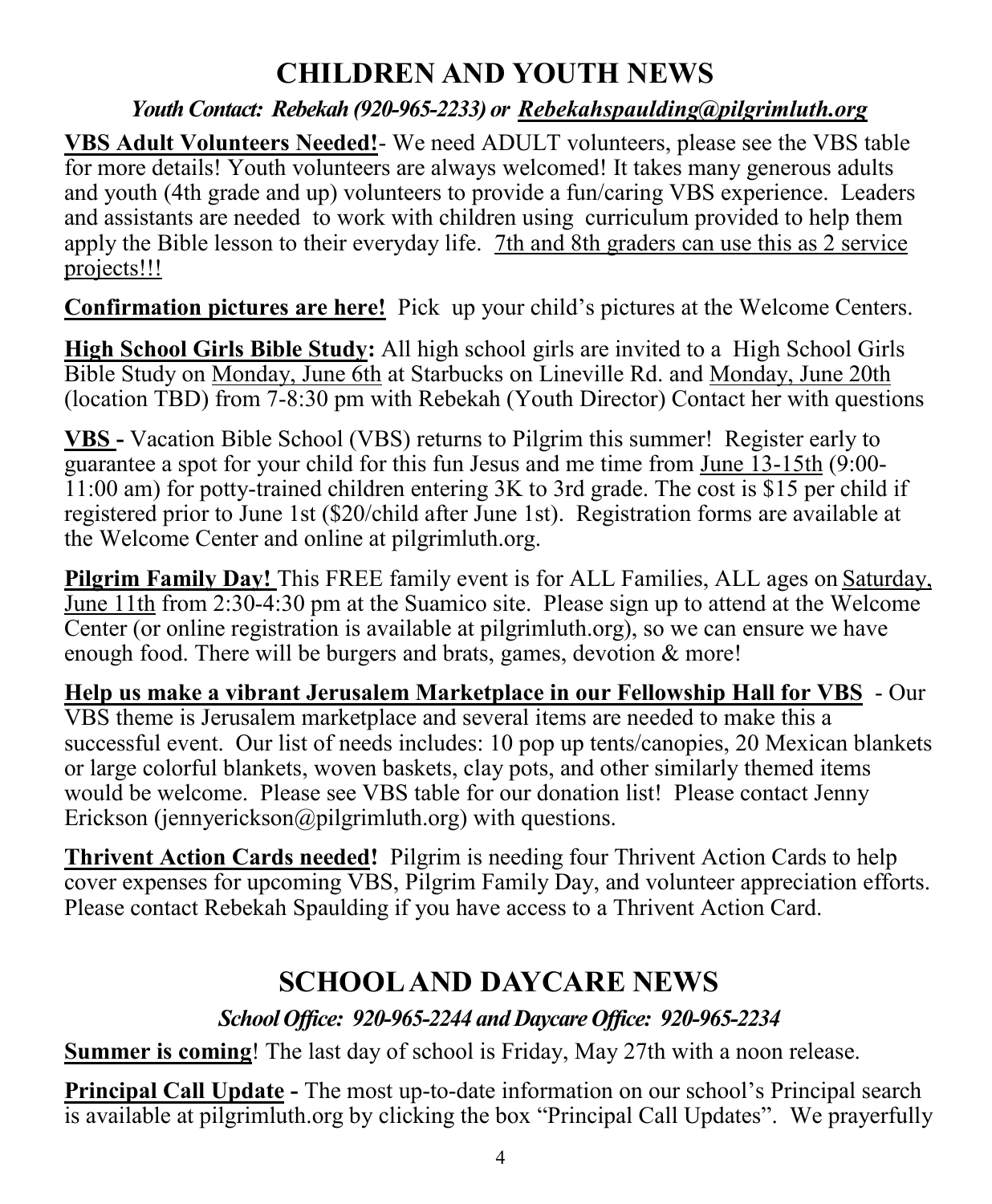## CHILDREN AND YOUTH NEWS

***Youth Contact: Rebekah (920-965-2233) or Rebekahspaulding@pilgrimluth.org***

**VBS Adult Volunteers Needed!**- We need ADULT volunteers, please see the VBS table for more details! Youth volunteers are always welcomed! It takes many generous adults and youth (4th grade and up) volunteers to provide a fun/caring VBS experience. Leaders and assistants are needed to work with children using curriculum provided to help them apply the Bible lesson to their everyday life. 7th and 8th graders can use this as 2 service projects!!!

**Confirmation pictures are here!** Pick up your child's pictures at the Welcome Centers.

**High School Girls Bible Study:** All high school girls are invited to a High School Girls Bible Study on Monday, June 6th at Starbucks on Lineville Rd. and Monday, June 20th (location TBD) from 7-8:30 pm with Rebekah (Youth Director) Contact her with questions

**VBS -** Vacation Bible School (VBS) returns to Pilgrim this summer! Register early to guarantee a spot for your child for this fun Jesus and me time from June 13-15th (9:00-11:00 am) for potty-trained children entering 3K to 3rd grade. The cost is $15 per child if registered prior to June 1st ($20/child after June 1st). Registration forms are available at the Welcome Center and online at pilgrimluth.org.

**Pilgrim Family Day!** This FREE family event is for ALL Families, ALL ages on Saturday, June 11th from 2:30-4:30 pm at the Suamico site. Please sign up to attend at the Welcome Center (or online registration is available at pilgrimluth.org), so we can ensure we have enough food. There will be burgers and brats, games, devotion & more!

**Help us make a vibrant Jerusalem Marketplace in our Fellowship Hall for VBS** - Our VBS theme is Jerusalem marketplace and several items are needed to make this a successful event. Our list of needs includes: 10 pop up tents/canopies, 20 Mexican blankets or large colorful blankets, woven baskets, clay pots, and other similarly themed items would be welcome. Please see VBS table for our donation list! Please contact Jenny Erickson (jennyerickson@pilgrimluth.org) with questions.

**Thrivent Action Cards needed!** Pilgrim is needing four Thrivent Action Cards to help cover expenses for upcoming VBS, Pilgrim Family Day, and volunteer appreciation efforts. Please contact Rebekah Spaulding if you have access to a Thrivent Action Card.

## SCHOOL AND DAYCARE NEWS

***School Office: 920-965-2244 and Daycare Office: 920-965-2234***

**Summer is coming**! The last day of school is Friday, May 27th with a noon release.

**Principal Call Update -** The most up-to-date information on our school's Principal search is available at pilgrimluth.org by clicking the box "Principal Call Updates". We prayerfully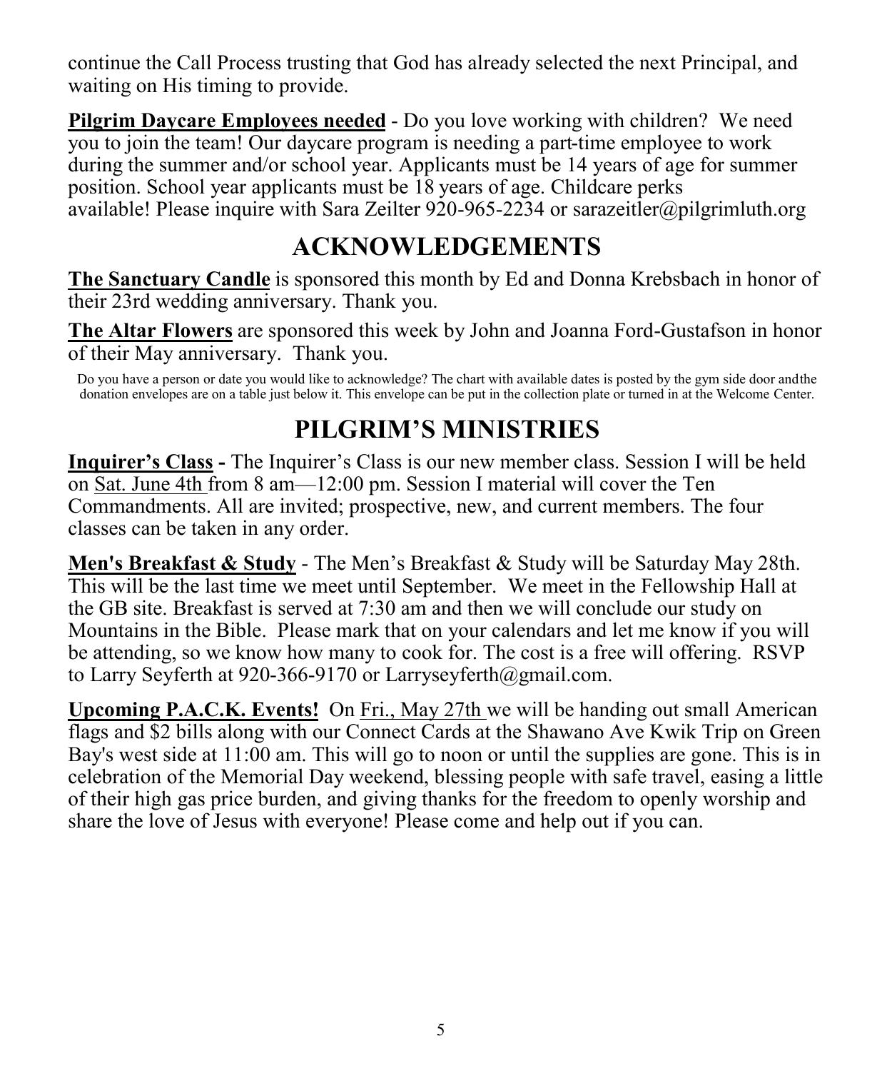continue the Call Process trusting that God has already selected the next Principal, and waiting on His timing to provide.

**Pilgrim Daycare Employees needed** - Do you love working with children? We need you to join the team! Our daycare program is needing a part-time employee to work during the summer and/or school year. Applicants must be 14 years of age for summer position. School year applicants must be 18 years of age. Childcare perks available! Please inquire with Sara Zeilter 920-965-2234 or sarazeitler@pilgrimluth.org

# ACKNOWLEDGEMENTS

**The Sanctuary Candle** is sponsored this month by Ed and Donna Krebsbach in honor of their 23rd wedding anniversary. Thank you.

**The Altar Flowers** are sponsored this week by John and Joanna Ford-Gustafson in honor of their May anniversary. Thank you.

Do you have a person or date you would like to acknowledge? The chart with available dates is posted by the gym side door andthe donation envelopes are on a table just below it. This envelope can be put in the collection plate or turned in at the Welcome Center.

# PILGRIM'S MINISTRIES

**Inquirer's Class -** The Inquirer's Class is our new member class. Session I will be held on Sat. June 4th from 8 am—12:00 pm. Session I material will cover the Ten Commandments. All are invited; prospective, new, and current members. The four classes can be taken in any order.

**Men's Breakfast & Study** - The Men's Breakfast & Study will be Saturday May 28th. This will be the last time we meet until September. We meet in the Fellowship Hall at the GB site. Breakfast is served at 7:30 am and then we will conclude our study on Mountains in the Bible. Please mark that on your calendars and let me know if you will be attending, so we know how many to cook for. The cost is a free will offering. RSVP to Larry Seyferth at 920-366-9170 or Larryseyferth@gmail.com.

**Upcoming P.A.C.K. Events!** On Fri., May 27th we will be handing out small American flags and $2 bills along with our Connect Cards at the Shawano Ave Kwik Trip on Green Bay's west side at 11:00 am. This will go to noon or until the supplies are gone. This is in celebration of the Memorial Day weekend, blessing people with safe travel, easing a little of their high gas price burden, and giving thanks for the freedom to openly worship and share the love of Jesus with everyone! Please come and help out if you can.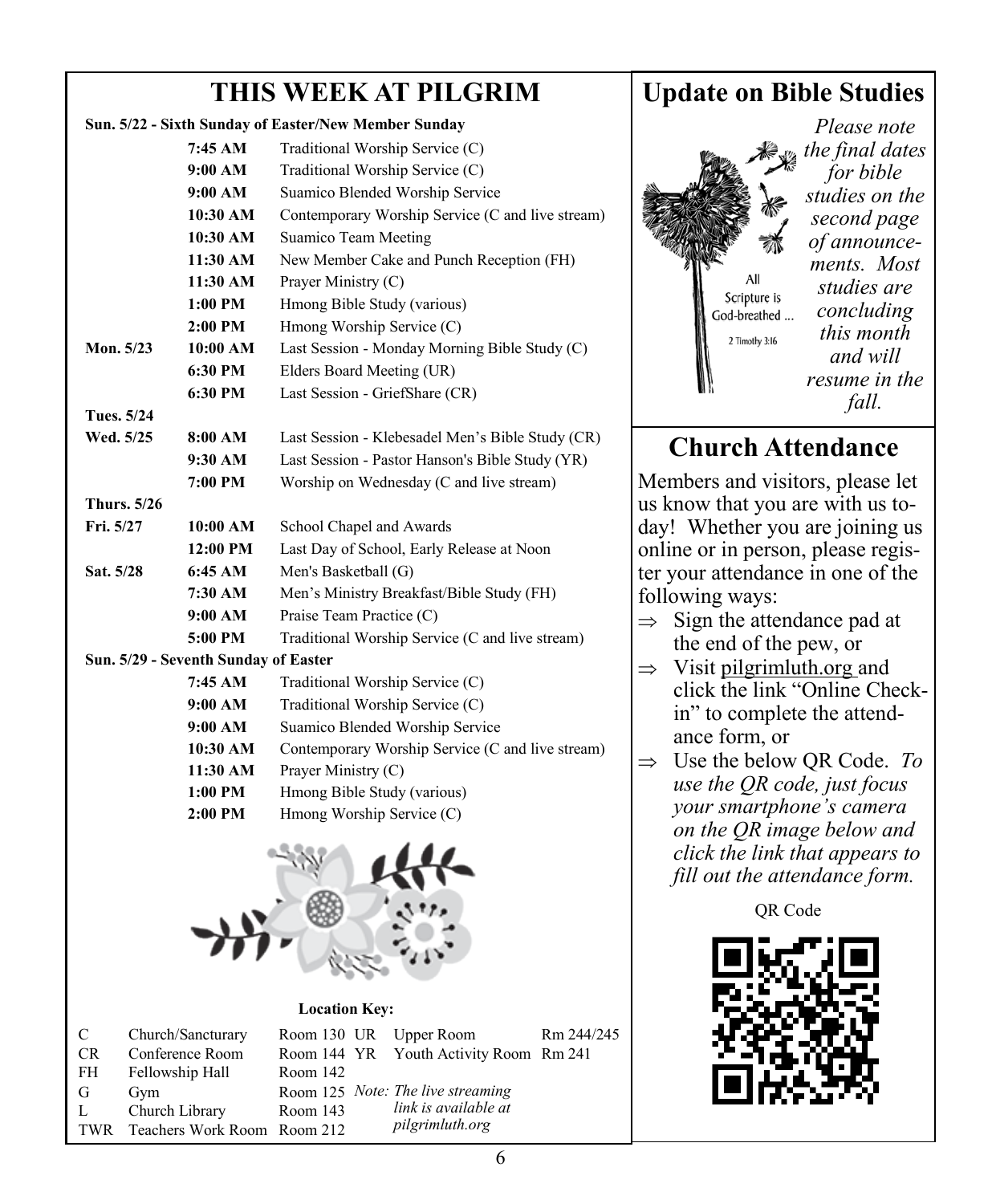# THIS WEEK AT PILGRIM

**Sun. 5/22 - Sixth Sunday of Easter/New Member Sunday**

| | | |
|---|---|---|
| | **7:45 AM** | Traditional Worship Service (C) |
| | **9:00 AM** | Traditional Worship Service (C) |
| | **9:00 AM** | Suamico Blended Worship Service |
| | **10:30 AM** | Contemporary Worship Service (C and live stream) |
| | **10:30 AM** | Suamico Team Meeting |
| | **11:30 AM** | New Member Cake and Punch Reception (FH) |
| | **11:30 AM** | Prayer Ministry (C) |
| | **1:00 PM** | Hmong Bible Study (various) |
| | **2:00 PM** | Hmong Worship Service (C) |
| **Mon. 5/23** | **10:00 AM** | Last Session - Monday Morning Bible Study (C) |
| | **6:30 PM** | Elders Board Meeting (UR) |
| | **6:30 PM** | Last Session - GriefShare (CR) |
| **Tues. 5/24** | | |
| **Wed. 5/25** | **8:00 AM** | Last Session - Klebesadel Men's Bible Study (CR) |
| | **9:30 AM** | Last Session - Pastor Hanson's Bible Study (YR) |
| | **7:00 PM** | Worship on Wednesday (C and live stream) |
| **Thurs. 5/26** | | |
| **Fri. 5/27** | **10:00 AM** | School Chapel and Awards |
| | **12:00 PM** | Last Day of School, Early Release at Noon |
| **Sat. 5/28** | **6:45 AM** | Men's Basketball (G) |
| | **7:30 AM** | Men's Ministry Breakfast/Bible Study (FH) |
| | **9:00 AM** | Praise Team Practice (C) |
| | **5:00 PM** | Traditional Worship Service (C and live stream) |

**Sun. 5/29 - Seventh Sunday of Easter**

| | | |
|---|---|---|
| | **7:45 AM** | Traditional Worship Service (C) |
| | **9:00 AM** | Traditional Worship Service (C) |
| | **9:00 AM** | Suamico Blended Worship Service |
| | **10:30 AM** | Contemporary Worship Service (C and live stream) |
| | **11:30 AM** | Prayer Ministry (C) |
| | **1:00 PM** | Hmong Bible Study (various) |
| | **2:00 PM** | Hmong Worship Service (C) |

**Location Key:**

| | | | | | |
|---|---|---|---|---|---|
| C | Church/Sanctuary | Room 130 | UR | Upper Room | Rm 244/245 |
| CR | Conference Room | Room 144 | YR | Youth Activity Room | Rm 241 |
| FH | Fellowship Hall | Room 142 | | | |
| G | Gym | Room 125 | | | |
| L | Church Library | Room 143 | | | |
| TWR | Teachers Work Room | Room 212 | | | |

*Note: The live streaming link is available at pilgrimluth.org*

# Update on Bible Studies

All Scripture is God-breathed ... 2 Timothy 3:16

*Please note the final dates for bible studies on the second page of announcements. Most studies are concluding this month and will resume in the fall.*

# Church Attendance

Members and visitors, please let us know that you are with us today! Whether you are joining us online or in person, please register your attendance in one of the following ways:

- ⇒ Sign the attendance pad at the end of the pew, or
- ⇒ Visit pilgrimluth.org and click the link "Online Check-in" to complete the attendance form, or
- ⇒ Use the below QR Code. *To use the QR code, just focus your smartphone's camera on the QR image below and click the link that appears to fill out the attendance form.*

QR Code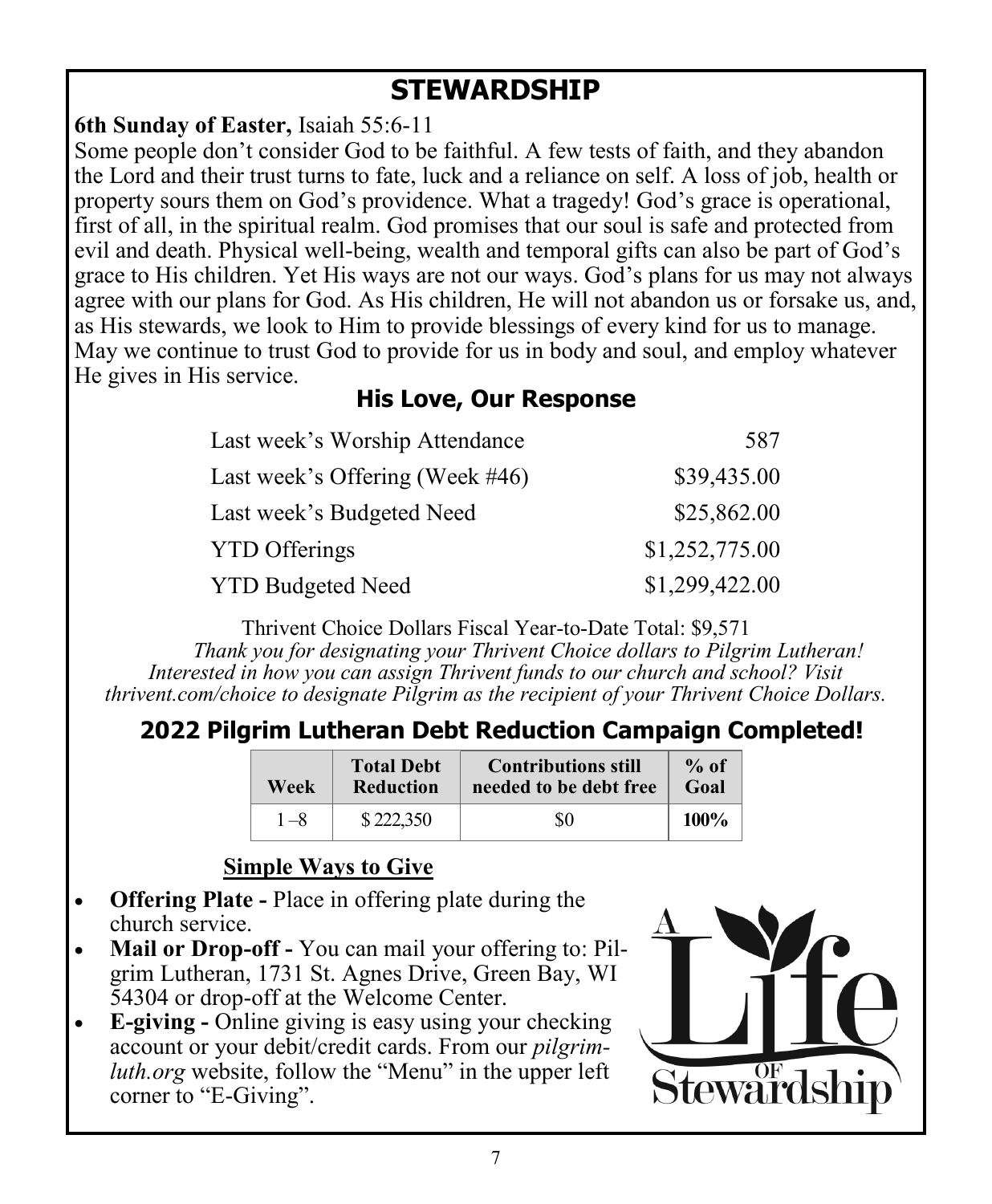# STEWARDSHIP

**6th Sunday of Easter,** Isaiah 55:6-11

Some people don't consider God to be faithful. A few tests of faith, and they abandon the Lord and their trust turns to fate, luck and a reliance on self. A loss of job, health or property sours them on God's providence. What a tragedy! God's grace is operational, first of all, in the spiritual realm. God promises that our soul is safe and protected from evil and death. Physical well-being, wealth and temporal gifts can also be part of God's grace to His children. Yet His ways are not our ways. God's plans for us may not always agree with our plans for God. As His children, He will not abandon us or forsake us, and, as His stewards, we look to Him to provide blessings of every kind for us to manage. May we continue to trust God to provide for us in body and soul, and employ whatever He gives in His service.

## His Love, Our Response

| | |
|---|---|
| Last week's Worship Attendance | 587 |
| Last week's Offering (Week #46) | $39,435.00 |
| Last week's Budgeted Need | $25,862.00 |
| YTD Offerings | $1,252,775.00 |
| YTD Budgeted Need | $1,299,422.00 |

Thrivent Choice Dollars Fiscal Year-to-Date Total: $9,571

*Thank you for designating your Thrivent Choice dollars to Pilgrim Lutheran! Interested in how you can assign Thrivent funds to our church and school? Visit thrivent.com/choice to designate Pilgrim as the recipient of your Thrivent Choice Dollars.*

## 2022 Pilgrim Lutheran Debt Reduction Campaign Completed!

| Week | Total Debt Reduction | Contributions still needed to be debt free | % of Goal |
|---|---|---|---|
| 1–8 | $ 222,350 | $0 | **100%** |

**Simple Ways to Give**

- **Offering Plate -** Place in offering plate during the church service.
- **Mail or Drop-off -** You can mail your offering to: Pilgrim Lutheran, 1731 St. Agnes Drive, Green Bay, WI 54304 or drop-off at the Welcome Center.
- **E-giving -** Online giving is easy using your checking account or your debit/credit cards. From our *pilgrimluth.org* website, follow the "Menu" in the upper left corner to "E-Giving".

A Life of Stewardship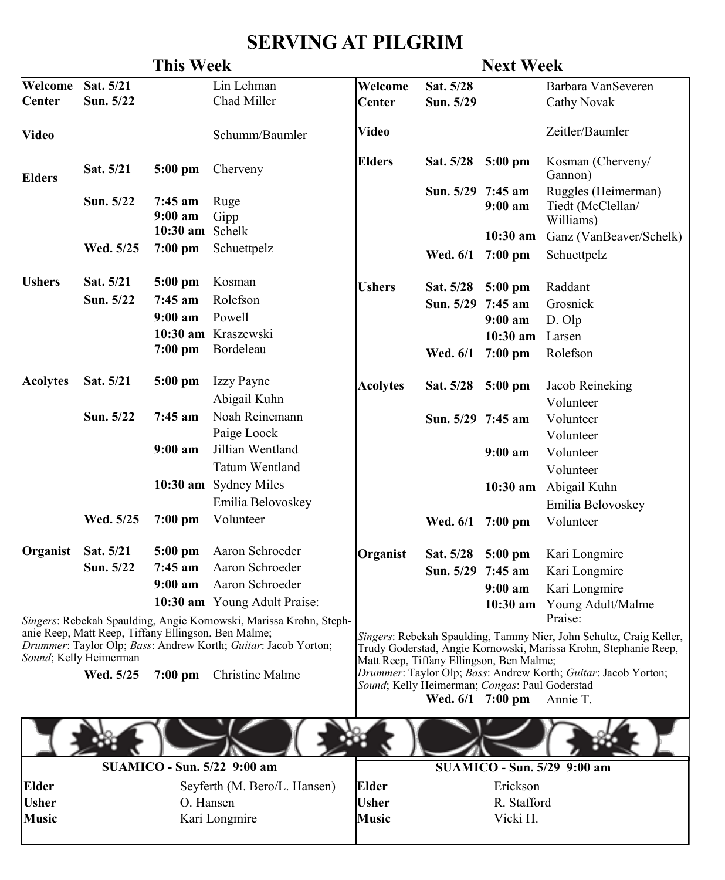# SERVING AT PILGRIM

## This Week

| | | | |
|---|---|---|---|
| **Welcome Center** | **Sat. 5/21** | | Lin Lehman |
| | **Sun. 5/22** | | Chad Miller |
| **Video** | | | Schumm/Baumler |
| **Elders** | **Sat. 5/21** | **5:00 pm** | Cherveny |
| | **Sun. 5/22** | **7:45 am** | Ruge |
| | | **9:00 am** | Gipp |
| | | **10:30 am** | Schelk |
| | **Wed. 5/25** | **7:00 pm** | Schuettpelz |
| **Ushers** | **Sat. 5/21** | **5:00 pm** | Kosman |
| | **Sun. 5/22** | **7:45 am** | Rolefson |
| | | **9:00 am** | Powell |
| | | **10:30 am** | Kraszewski |
| | | **7:00 pm** | Bordeleau |
| **Acolytes** | **Sat. 5/21** | **5:00 pm** | Izzy Payne, Abigail Kuhn |
| | **Sun. 5/22** | **7:45 am** | Noah Reinemann, Paige Loock |
| | | **9:00 am** | Jillian Wentland, Tatum Wentland |
| | | **10:30 am** | Sydney Miles, Emilia Belovoskey |
| | **Wed. 5/25** | **7:00 pm** | Volunteer |
| **Organist** | **Sat. 5/21** | **5:00 pm** | Aaron Schroeder |
| | **Sun. 5/22** | **7:45 am** | Aaron Schroeder |
| | | **9:00 am** | Aaron Schroeder |
| | | **10:30 am** | Young Adult Praise: |

*Singers*: Rebekah Spaulding, Angie Kornowski, Marissa Krohn, Stephanie Reep, Matt Reep, Tiffany Ellingson, Ben Malme; *Drummer*: Taylor Olp; *Bass*: Andrew Korth; *Guitar*: Jacob Yorton; *Sound*; Kelly Heimerman

**Wed. 5/25** **7:00 pm** Christine Malme

## Next Week

| | | | |
|---|---|---|---|
| **Welcome Center** | **Sat. 5/28** | | Barbara VanSeveren |
| | **Sun. 5/29** | | Cathy Novak |
| **Video** | | | Zeitler/Baumler |
| **Elders** | **Sat. 5/28** | **5:00 pm** | Kosman (Cherveny/ Gannon) |
| | **Sun. 5/29** | **7:45 am** | Ruggles (Heimerman) |
| | | **9:00 am** | Tiedt (McClellan/ Williams) |
| | | **10:30 am** | Ganz (VanBeaver/Schelk) |
| | **Wed. 6/1** | **7:00 pm** | Schuettpelz |
| **Ushers** | **Sat. 5/28** | **5:00 pm** | Raddant |
| | **Sun. 5/29** | **7:45 am** | Grosnick |
| | | **9:00 am** | D. Olp |
| | | **10:30 am** | Larsen |
| | **Wed. 6/1** | **7:00 pm** | Rolefson |
| **Acolytes** | **Sat. 5/28** | **5:00 pm** | Jacob Reineking, Volunteer |
| | **Sun. 5/29** | **7:45 am** | Volunteer, Volunteer |
| | | **9:00 am** | Volunteer, Volunteer |
| | | **10:30 am** | Abigail Kuhn, Emilia Belovoskey |
| | **Wed. 6/1** | **7:00 pm** | Volunteer |
| **Organist** | **Sat. 5/28** | **5:00 pm** | Kari Longmire |
| | **Sun. 5/29** | **7:45 am** | Kari Longmire |
| | | **9:00 am** | Kari Longmire |
| | | **10:30 am** | Young Adult/Malme Praise: |

*Singers*: Rebekah Spaulding, Tammy Nier, John Schultz, Craig Keller, Trudy Goderstad, Angie Kornowski, Marissa Krohn, Stephanie Reep, Matt Reep, Tiffany Ellingson, Ben Malme; *Drummer*: Taylor Olp; *Bass*: Andrew Korth; *Guitar*: Jacob Yorton; *Sound*; Kelly Heimerman; *Congas*: Paul Goderstad

**Wed. 6/1** **7:00 pm** Annie T.

## SUAMICO - Sun. 5/22 9:00 am

| | |
|---|---|
| **Elder** | Seyferth (M. Bero/L. Hansen) |
| **Usher** | O. Hansen |
| **Music** | Kari Longmire |

## SUAMICO - Sun. 5/29 9:00 am

| | |
|---|---|
| **Elder** | Erickson |
| **Usher** | R. Stafford |
| **Music** | Vicki H. |